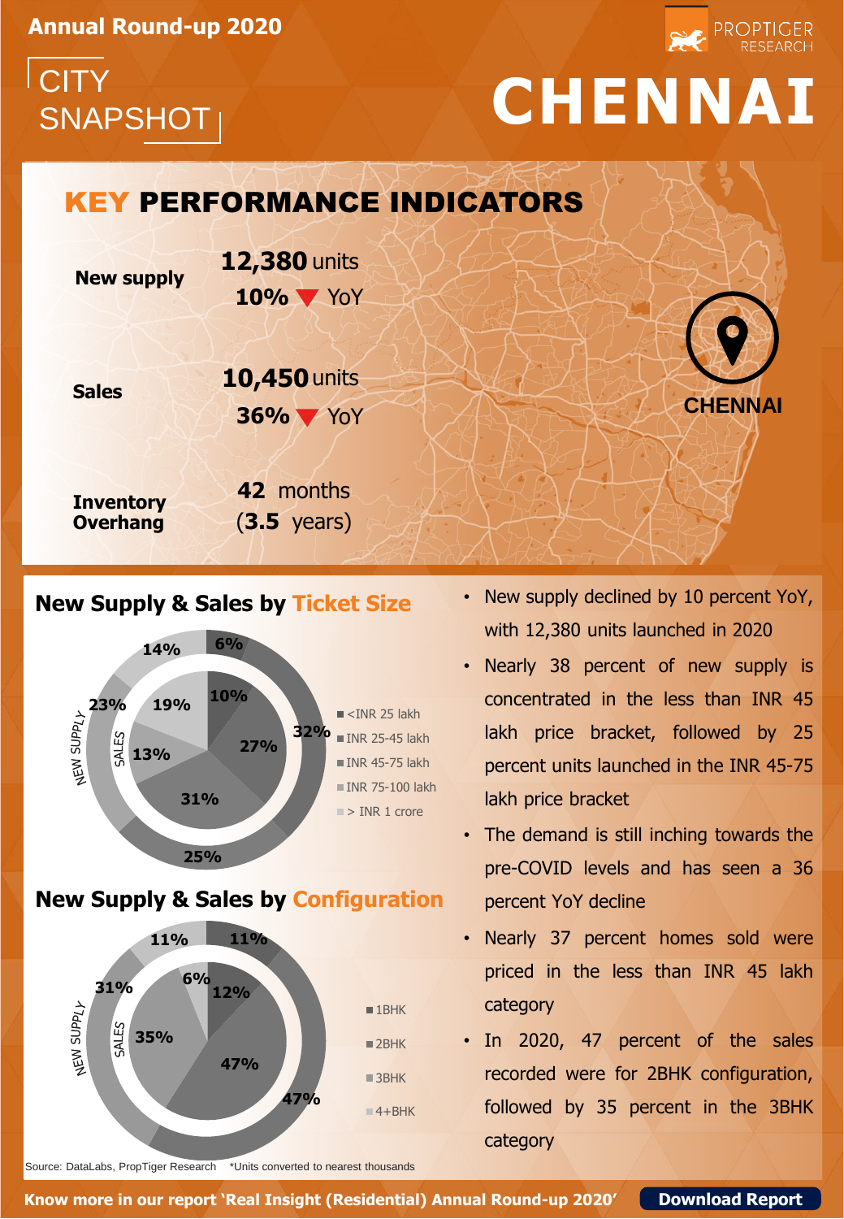Annual Round-up 2020

PROPTIGER RESEARCH

CITY SNAPSHOT

# CHENNAI

## KEY PERFORMANCE INDICATORS

| | |
|---|---|
| **New supply** | **12,380** units<br>**10%** ▼ YoY |
| **Sales** | **10,450** units<br>**36%** ▼ YoY |
| **Inventory Overhang** | **42** months<br>(**3.5** years) |

CHENNAI

## New Supply & Sales by Ticket Size

| Ticket Size | New Supply | Sales |
|---|---|---|
| <INR 25 lakh | 6% | 10% |
| INR 25-45 lakh | 32% | 27% |
| INR 45-75 lakh | 25% | 31% |
| INR 75-100 lakh | 23% | 13% |
| > INR 1 crore | 14% | 19% |

## New Supply & Sales by Configuration

| Configuration | New Supply | Sales |
|---|---|---|
| 1BHK | 11% | 12% |
| 2BHK | 47% | 47% |
| 3BHK | 31% | 35% |
| 4+BHK | 11% | 6% |

- New supply declined by 10 percent YoY, with 12,380 units launched in 2020
- Nearly 38 percent of new supply is concentrated in the less than INR 45 lakh price bracket, followed by 25 percent units launched in the INR 45-75 lakh price bracket
- The demand is still inching towards the pre-COVID levels and has seen a 36 percent YoY decline
- Nearly 37 percent homes sold were priced in the less than INR 45 lakh category
- In 2020, 47 percent of the sales recorded were for 2BHK configuration, followed by 35 percent in the 3BHK category

Source: DataLabs, PropTiger Research *Units converted to nearest thousands

**Know more in our report 'Real Insight (Residential) Annual Round-up 2020'** **Download Report**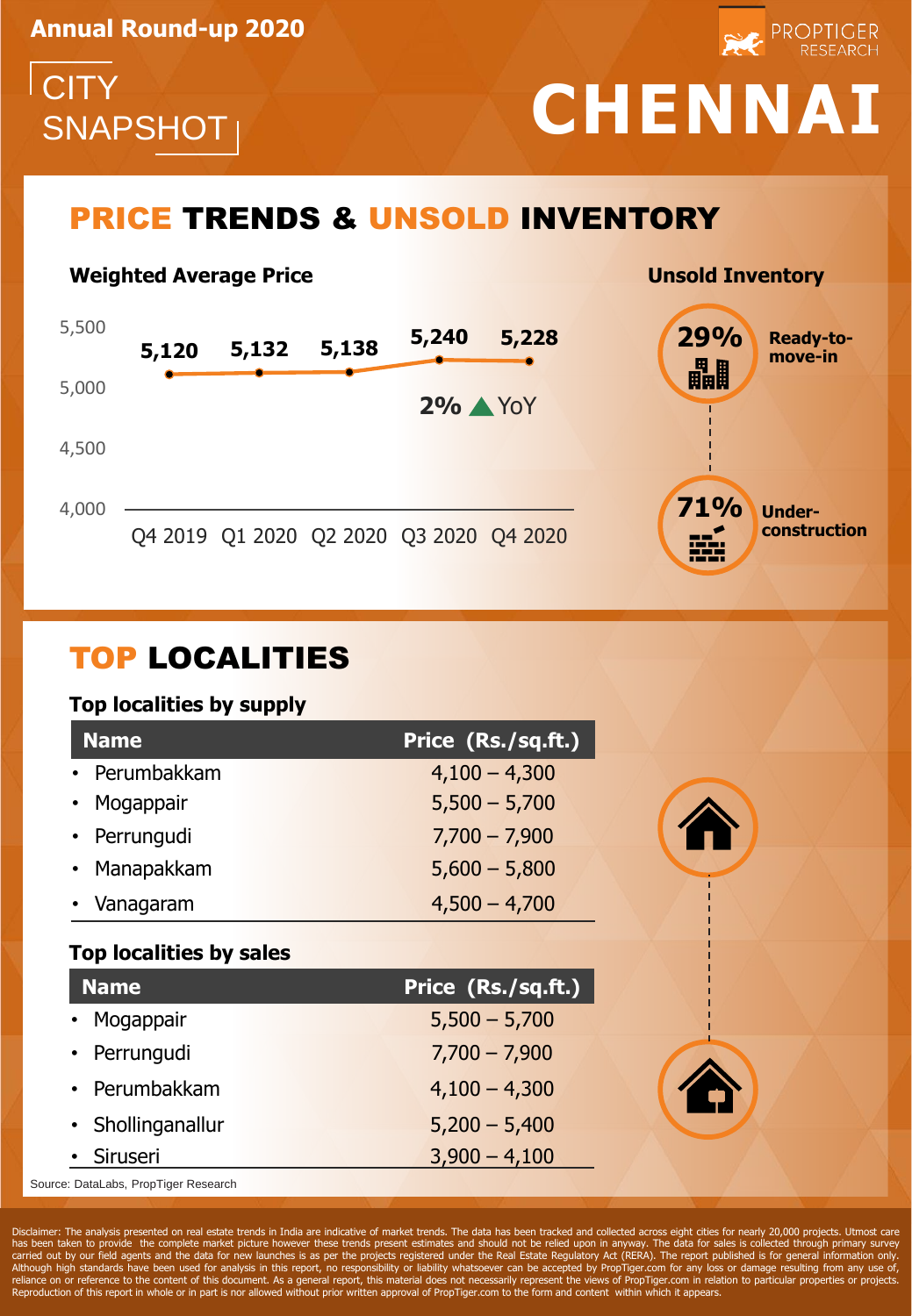Annual Round-up 2020

CITY SNAPSHOT

PROPTIGER RESEARCH

# CHENNAI

## PRICE TRENDS & UNSOLD INVENTORY

### Weighted Average Price

5,500
5,000
4,500
4,000

5,120
5,132
5,138
5,240
5,228

2% ▲ YoY

Q4 2019 Q1 2020 Q2 2020 Q3 2020 Q4 2020

### Unsold Inventory

29% Ready-to-move-in

71% Under-construction

## TOP LOCALITIES

### Top localities by supply

| Name | Price (Rs./sq.ft.) |
|---|---|
| Perumbakkam | 4,100 – 4,300 |
| Mogappair | 5,500 – 5,700 |
| Perrungudi | 7,700 – 7,900 |
| Manapakkam | 5,600 – 5,800 |
| Vanagaram | 4,500 – 4,700 |

### Top localities by sales

| Name | Price (Rs./sq.ft.) |
|---|---|
| Mogappair | 5,500 – 5,700 |
| Perrungudi | 7,700 – 7,900 |
| Perumbakkam | 4,100 – 4,300 |
| Shollinganallur | 5,200 – 5,400 |
| Siruseri | 3,900 – 4,100 |

Source: DataLabs, PropTiger Research

Disclaimer: The analysis presented on real estate trends in India are indicative of market trends. The data has been tracked and collected across eight cities for nearly 20,000 projects. Utmost care has been taken to provide the complete market picture however these trends present estimates and should not be relied upon in anyway. The data for sales is collected through primary survey carried out by our field agents and the data for new launches is as per the projects registered under the Real Estate Regulatory Act (RERA). The report published is for general information only. Although high standards have been used for analysis in this report, no responsibility or liability whatsoever can be accepted by PropTiger.com for any loss or damage resulting from any use of, reliance on or reference to the content of this document. As a general report, this material does not necessarily represent the views of PropTiger.com in relation to particular properties or projects. Reproduction of this report in whole or in part is nor allowed without prior written approval of PropTiger.com to the form and content within which it appears.